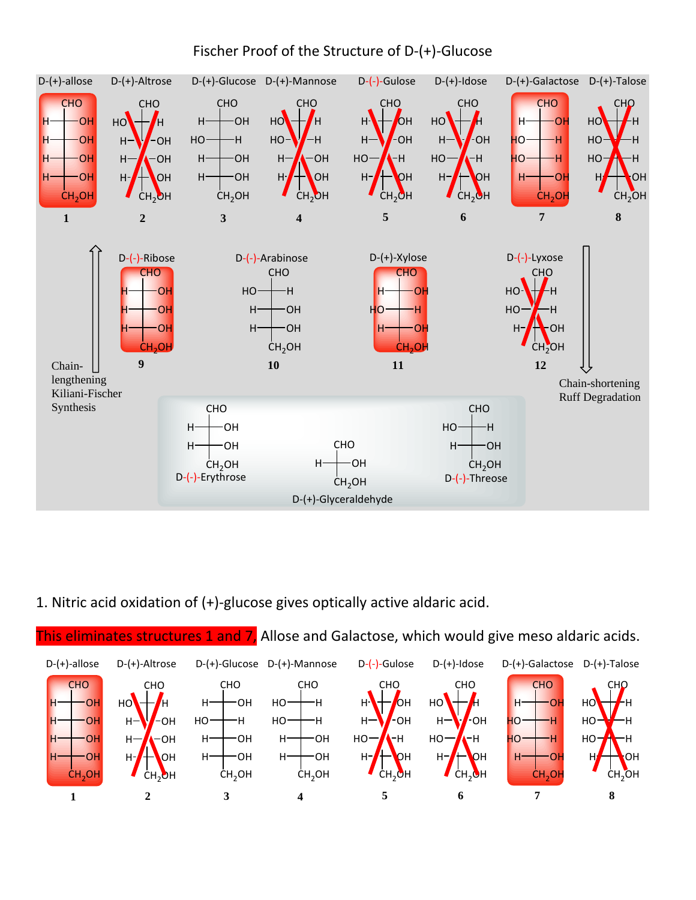# Fischer Proof of the Structure of D-(+)-Glucose

| | D-(+)-allose | D-(+)-Altrose | D-(+)-Glucose | D-(+)-Mannose | D-(-)-Gulose | D-(+)-Idose | D-(+)-Galactose | D-(+)-Talose |
|---|---|---|---|---|---|---|---|---|
| | CHO | CHO | CHO | CHO | CHO | CHO | CHO | CHO |
| C2 | H—OH | HO—H | H—OH | HO—H | H—OH | HO—H | H—OH | HO—H |
| C3 | H—OH | H—OH | HO—H | HO—H | H—OH | H—OH | HO—H | HO—H |
| C4 | H—OH | H—OH | H—OH | H—OH | HO—H | HO—H | HO—H | HO—H |
| C5 | H—OH | H—OH | H—OH | H—OH | H—OH | H—OH | H—OH | H—OH |
| | $CH_2OH$ | $CH_2OH$ | $CH_2OH$ | $CH_2OH$ | $CH_2OH$ | $CH_2OH$ | $CH_2OH$ | $CH_2OH$ |
| | 1 | 2 | 3 | 4 | 5 | 6 | 7 | 8 |

| | D-(-)-Ribose | D-(-)-Arabinose | D-(+)-Xylose | D-(-)-Lyxose |
|---|---|---|---|---|
| | CHO | CHO | CHO | CHO |
| C2 | H—OH | HO—H | H—OH | HO—H |
| C3 | H—OH | H—OH | HO—H | HO—H |
| C4 | H—OH | H—OH | H—OH | H—OH |
| | $CH_2OH$ | $CH_2OH$ | $CH_2OH$ | $CH_2OH$ |
| | 9 | 10 | 11 | 12 |

Chain-lengthening Kiliani-Fischer Synthesis

Chain-shortening Ruff Degradation

| D-(-)-Erythrose | D-(+)-Glyceraldehyde | D-(-)-Threose |
|---|---|---|
| CHO | CHO | CHO |
| H—OH | H—OH | HO—H |
| H—OH | $CH_2OH$ | H—OH |
| $CH_2OH$ | | $CH_2OH$ |

1. Nitric acid oxidation of (+)-glucose gives optically active aldaric acid.

This eliminates structures 1 and 7, Allose and Galactose, which would give meso aldaric acids.

| | D-(+)-allose | D-(+)-Altrose | D-(+)-Glucose | D-(+)-Mannose | D-(-)-Gulose | D-(+)-Idose | D-(+)-Galactose | D-(+)-Talose |
|---|---|---|---|---|---|---|---|---|
| | CHO | CHO | CHO | CHO | CHO | CHO | CHO | CHO |
| C2 | H—OH | HO—H | H—OH | HO—H | H—OH | HO—H | H—OH | HO—H |
| C3 | H—OH | H—OH | HO—H | HO—H | H—OH | H—OH | HO—H | HO—H |
| C4 | H—OH | H—OH | H—OH | H—OH | HO—H | HO—H | HO—H | HO—H |
| C5 | H—OH | H—OH | H—OH | H—OH | H—OH | H—OH | H—OH | H—OH |
| | $CH_2OH$ | $CH_2OH$ | $CH_2OH$ | $CH_2OH$ | $CH_2OH$ | $CH_2OH$ | $CH_2OH$ | $CH_2OH$ |
| | 1 | 2 | 3 | 4 | 5 | 6 | 7 | 8 |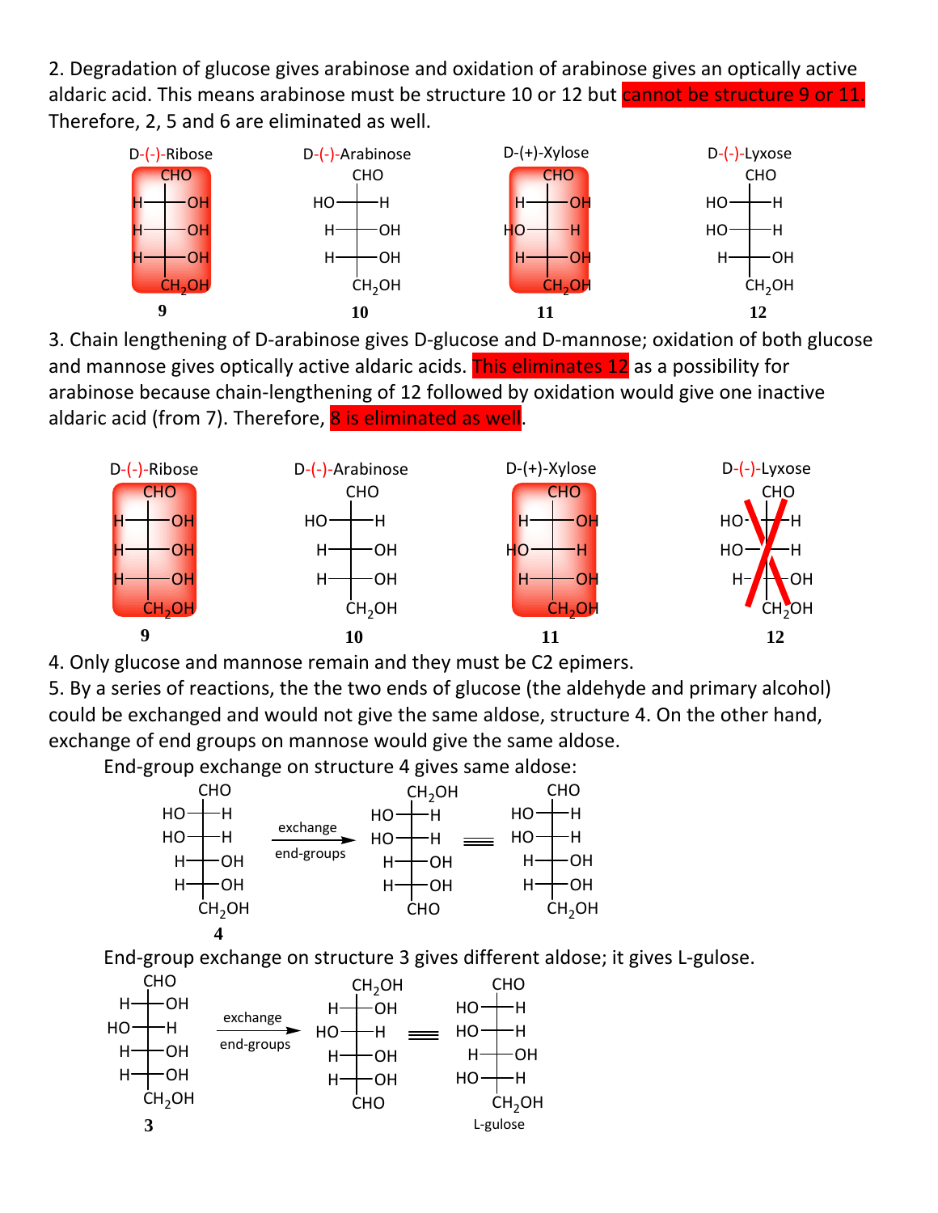2. Degradation of glucose gives arabinose and oxidation of arabinose gives an optically active aldaric acid. This means arabinose must be structure 10 or 12 but cannot be structure 9 or 11. Therefore, 2, 5 and 6 are eliminated as well.

D-(-)-Ribose
9

D-(-)-Arabinose
10

D-(+)-Xylose
11

D-(-)-Lyxose
12

3. Chain lengthening of D-arabinose gives D-glucose and D-mannose; oxidation of both glucose and mannose gives optically active aldaric acids. This eliminates 12 as a possibility for arabinose because chain-lengthening of 12 followed by oxidation would give one inactive aldaric acid (from 7). Therefore, 8 is eliminated as well.

D-(-)-Ribose
9

D-(-)-Arabinose
10

D-(+)-Xylose
11

D-(-)-Lyxose
12

4. Only glucose and mannose remain and they must be C2 epimers.

5. By a series of reactions, the the two ends of glucose (the aldehyde and primary alcohol) could be exchanged and would not give the same aldose, structure 4. On the other hand, exchange of end groups on mannose would give the same aldose.

End-group exchange on structure 4 gives same aldose:

exchange end-groups

4

End-group exchange on structure 3 gives different aldose; it gives L-gulose.

exchange end-groups

3

L-gulose